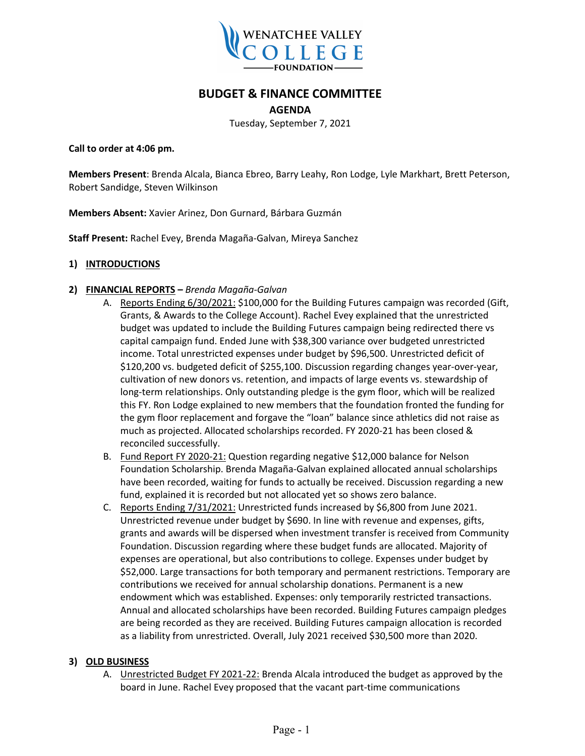WENATCHEE VALLEY COLLEGE FOUNDATION

# BUDGET & FINANCE COMMITTEE

## AGENDA

Tuesday, September 7, 2021

**Call to order at 4:06 pm.**

**Members Present**: Brenda Alcala, Bianca Ebreo, Barry Leahy, Ron Lodge, Lyle Markhart, Brett Peterson, Robert Sandidge, Steven Wilkinson

**Members Absent:** Xavier Arinez, Don Gurnard, Bárbara Guzmán

**Staff Present:** Rachel Evey, Brenda Magaña-Galvan, Mireya Sanchez

### 1) INTRODUCTIONS

### 2) FINANCIAL REPORTS – *Brenda Magaña-Galvan*

A. Reports Ending 6/30/2021: $100,000 for the Building Futures campaign was recorded (Gift, Grants, & Awards to the College Account). Rachel Evey explained that the unrestricted budget was updated to include the Building Futures campaign being redirected there vs capital campaign fund. Ended June with $38,300 variance over budgeted unrestricted income. Total unrestricted expenses under budget by $96,500. Unrestricted deficit of $120,200 vs. budgeted deficit of $255,100. Discussion regarding changes year-over-year, cultivation of new donors vs. retention, and impacts of large events vs. stewardship of long-term relationships. Only outstanding pledge is the gym floor, which will be realized this FY. Ron Lodge explained to new members that the foundation fronted the funding for the gym floor replacement and forgave the "loan" balance since athletics did not raise as much as projected. Allocated scholarships recorded. FY 2020-21 has been closed & reconciled successfully.

B. Fund Report FY 2020-21: Question regarding negative $12,000 balance for Nelson Foundation Scholarship. Brenda Magaña-Galvan explained allocated annual scholarships have been recorded, waiting for funds to actually be received. Discussion regarding a new fund, explained it is recorded but not allocated yet so shows zero balance.

C. Reports Ending 7/31/2021: Unrestricted funds increased by $6,800 from June 2021. Unrestricted revenue under budget by $690. In line with revenue and expenses, gifts, grants and awards will be dispersed when investment transfer is received from Community Foundation. Discussion regarding where these budget funds are allocated. Majority of expenses are operational, but also contributions to college. Expenses under budget by $52,000. Large transactions for both temporary and permanent restrictions. Temporary are contributions we received for annual scholarship donations. Permanent is a new endowment which was established. Expenses: only temporarily restricted transactions. Annual and allocated scholarships have been recorded. Building Futures campaign pledges are being recorded as they are received. Building Futures campaign allocation is recorded as a liability from unrestricted. Overall, July 2021 received $30,500 more than 2020.

### 3) OLD BUSINESS

A. Unrestricted Budget FY 2021-22: Brenda Alcala introduced the budget as approved by the board in June. Rachel Evey proposed that the vacant part-time communications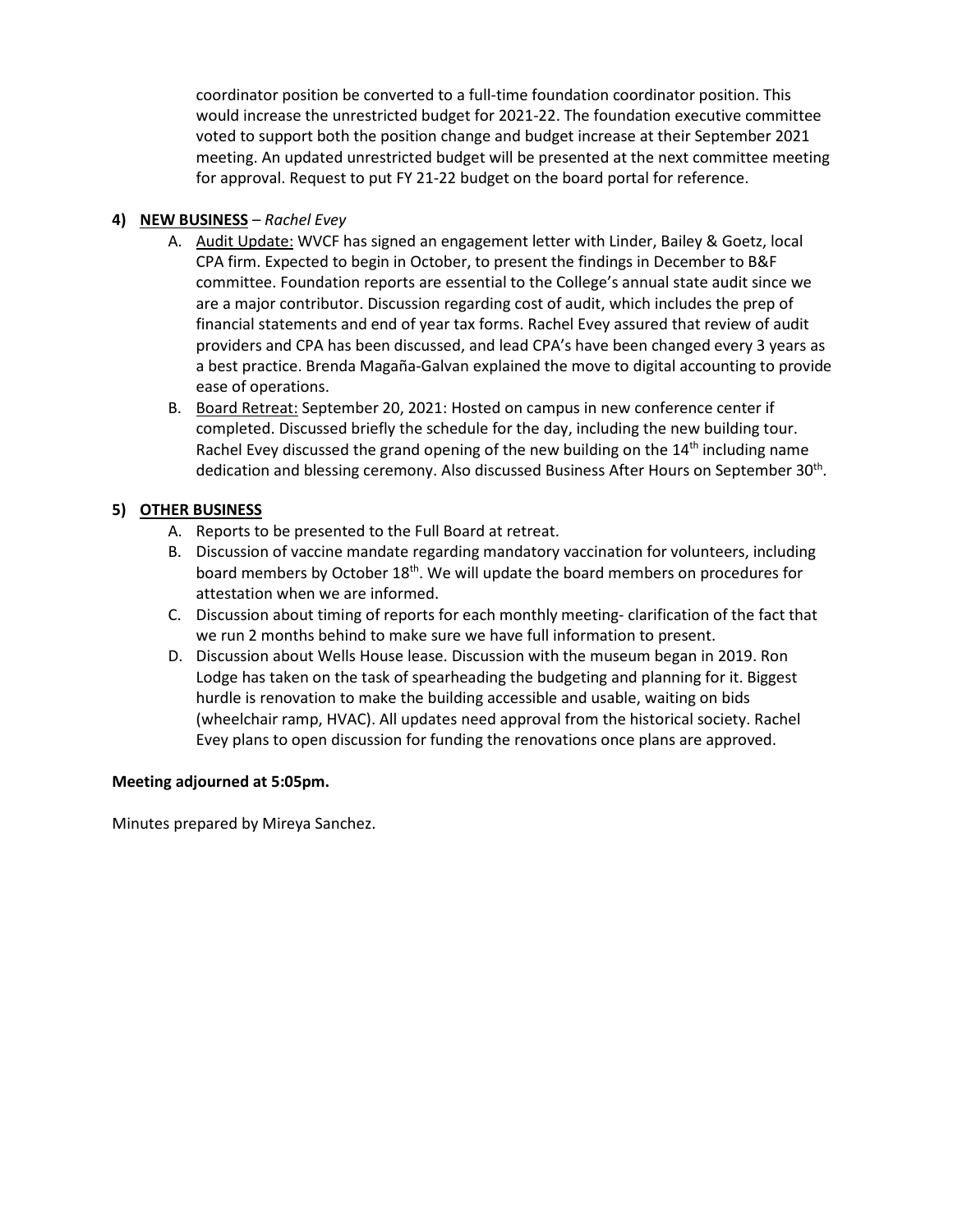coordinator position be converted to a full-time foundation coordinator position. This would increase the unrestricted budget for 2021-22. The foundation executive committee voted to support both the position change and budget increase at their September 2021 meeting. An updated unrestricted budget will be presented at the next committee meeting for approval. Request to put FY 21-22 budget on the board portal for reference.

**4) NEW BUSINESS** – *Rachel Evey*

A. Audit Update: WVCF has signed an engagement letter with Linder, Bailey & Goetz, local CPA firm. Expected to begin in October, to present the findings in December to B&F committee. Foundation reports are essential to the College's annual state audit since we are a major contributor. Discussion regarding cost of audit, which includes the prep of financial statements and end of year tax forms. Rachel Evey assured that review of audit providers and CPA has been discussed, and lead CPA's have been changed every 3 years as a best practice. Brenda Magaña-Galvan explained the move to digital accounting to provide ease of operations.

B. Board Retreat: September 20, 2021: Hosted on campus in new conference center if completed. Discussed briefly the schedule for the day, including the new building tour. Rachel Evey discussed the grand opening of the new building on the 14th including name dedication and blessing ceremony. Also discussed Business After Hours on September 30th.

**5) OTHER BUSINESS**

A. Reports to be presented to the Full Board at retreat.

B. Discussion of vaccine mandate regarding mandatory vaccination for volunteers, including board members by October 18th. We will update the board members on procedures for attestation when we are informed.

C. Discussion about timing of reports for each monthly meeting- clarification of the fact that we run 2 months behind to make sure we have full information to present.

D. Discussion about Wells House lease. Discussion with the museum began in 2019. Ron Lodge has taken on the task of spearheading the budgeting and planning for it. Biggest hurdle is renovation to make the building accessible and usable, waiting on bids (wheelchair ramp, HVAC). All updates need approval from the historical society. Rachel Evey plans to open discussion for funding the renovations once plans are approved.

**Meeting adjourned at 5:05pm.**

Minutes prepared by Mireya Sanchez.